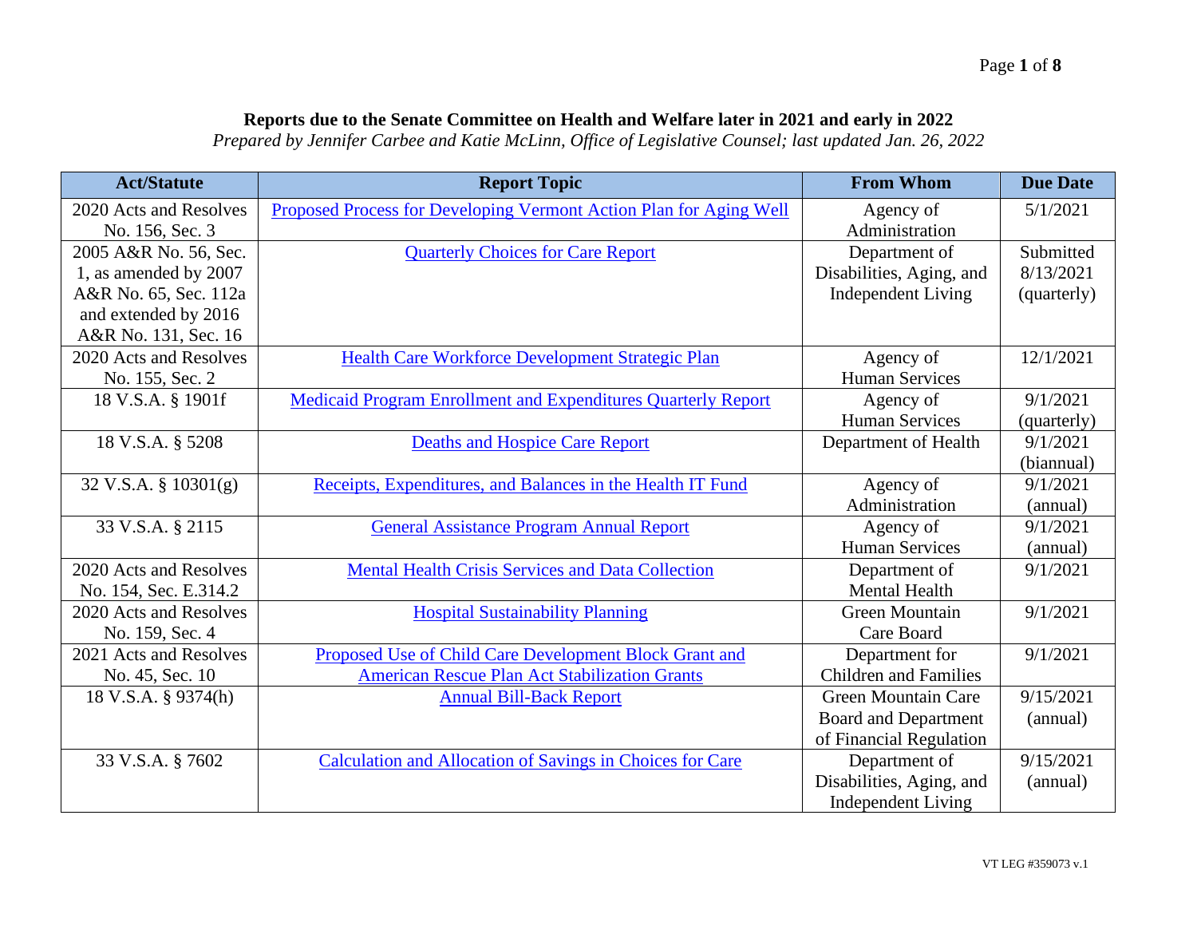**Reports due to the Senate Committee on Health and Welfare later in 2021 and early in 2022**

*Prepared by Jennifer Carbee and Katie McLinn, Office of Legislative Counsel; last updated Jan. 26, 2022*

| Act/Statute | Report Topic | From Whom | Due Date |
|---|---|---|---|
| 2020 Acts and Resolves No. 156, Sec. 3 | Proposed Process for Developing Vermont Action Plan for Aging Well | Agency of Administration | 5/1/2021 |
| 2005 A&R No. 56, Sec. 1, as amended by 2007 A&R No. 65, Sec. 112a and extended by 2016 A&R No. 131, Sec. 16 | Quarterly Choices for Care Report | Department of Disabilities, Aging, and Independent Living | Submitted 8/13/2021 (quarterly) |
| 2020 Acts and Resolves No. 155, Sec. 2 | Health Care Workforce Development Strategic Plan | Agency of Human Services | 12/1/2021 |
| 18 V.S.A. § 1901f | Medicaid Program Enrollment and Expenditures Quarterly Report | Agency of Human Services | 9/1/2021 (quarterly) |
| 18 V.S.A. § 5208 | Deaths and Hospice Care Report | Department of Health | 9/1/2021 (biannual) |
| 32 V.S.A. § 10301(g) | Receipts, Expenditures, and Balances in the Health IT Fund | Agency of Administration | 9/1/2021 (annual) |
| 33 V.S.A. § 2115 | General Assistance Program Annual Report | Agency of Human Services | 9/1/2021 (annual) |
| 2020 Acts and Resolves No. 154, Sec. E.314.2 | Mental Health Crisis Services and Data Collection | Department of Mental Health | 9/1/2021 |
| 2020 Acts and Resolves No. 159, Sec. 4 | Hospital Sustainability Planning | Green Mountain Care Board | 9/1/2021 |
| 2021 Acts and Resolves No. 45, Sec. 10 | Proposed Use of Child Care Development Block Grant and American Rescue Plan Act Stabilization Grants | Department for Children and Families | 9/1/2021 |
| 18 V.S.A. § 9374(h) | Annual Bill-Back Report | Green Mountain Care Board and Department of Financial Regulation | 9/15/2021 (annual) |
| 33 V.S.A. § 7602 | Calculation and Allocation of Savings in Choices for Care | Department of Disabilities, Aging, and Independent Living | 9/15/2021 (annual) |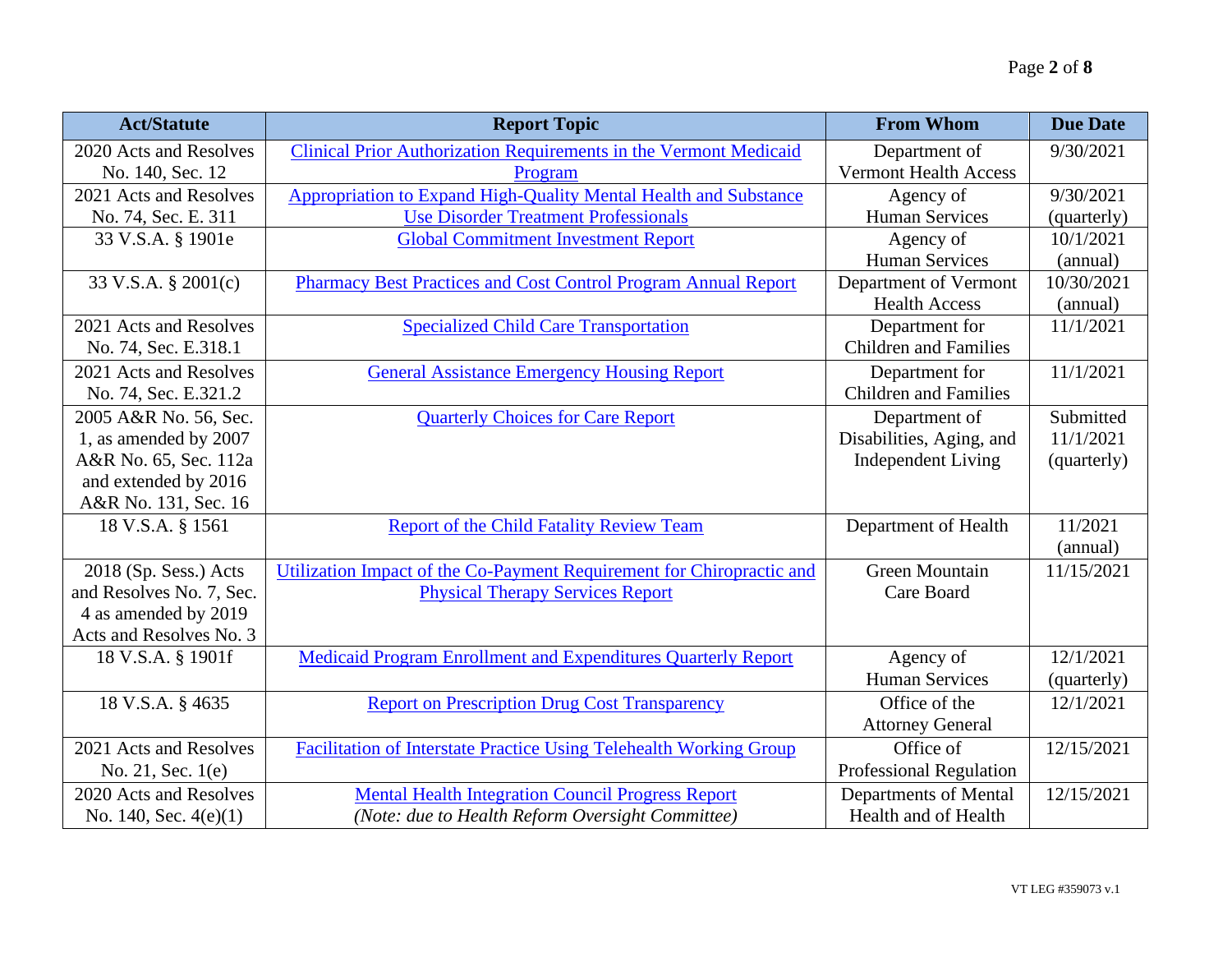| Act/Statute | Report Topic | From Whom | Due Date |
|---|---|---|---|
| 2020 Acts and Resolves No. 140, Sec. 12 | Clinical Prior Authorization Requirements in the Vermont Medicaid Program | Department of Vermont Health Access | 9/30/2021 |
| 2021 Acts and Resolves No. 74, Sec. E. 311 | Appropriation to Expand High-Quality Mental Health and Substance Use Disorder Treatment Professionals | Agency of Human Services | 9/30/2021 (quarterly) |
| 33 V.S.A. § 1901e | Global Commitment Investment Report | Agency of Human Services | 10/1/2021 (annual) |
| 33 V.S.A. § 2001(c) | Pharmacy Best Practices and Cost Control Program Annual Report | Department of Vermont Health Access | 10/30/2021 (annual) |
| 2021 Acts and Resolves No. 74, Sec. E.318.1 | Specialized Child Care Transportation | Department for Children and Families | 11/1/2021 |
| 2021 Acts and Resolves No. 74, Sec. E.321.2 | General Assistance Emergency Housing Report | Department for Children and Families | 11/1/2021 |
| 2005 A&R No. 56, Sec. 1, as amended by 2007 A&R No. 65, Sec. 112a and extended by 2016 A&R No. 131, Sec. 16 | Quarterly Choices for Care Report | Department of Disabilities, Aging, and Independent Living | Submitted 11/1/2021 (quarterly) |
| 18 V.S.A. § 1561 | Report of the Child Fatality Review Team | Department of Health | 11/2021 (annual) |
| 2018 (Sp. Sess.) Acts and Resolves No. 7, Sec. 4 as amended by 2019 Acts and Resolves No. 3 | Utilization Impact of the Co-Payment Requirement for Chiropractic and Physical Therapy Services Report | Green Mountain Care Board | 11/15/2021 |
| 18 V.S.A. § 1901f | Medicaid Program Enrollment and Expenditures Quarterly Report | Agency of Human Services | 12/1/2021 (quarterly) |
| 18 V.S.A. § 4635 | Report on Prescription Drug Cost Transparency | Office of the Attorney General | 12/1/2021 |
| 2021 Acts and Resolves No. 21, Sec. 1(e) | Facilitation of Interstate Practice Using Telehealth Working Group | Office of Professional Regulation | 12/15/2021 |
| 2020 Acts and Resolves No. 140, Sec. 4(e)(1) | Mental Health Integration Council Progress Report *(Note: due to Health Reform Oversight Committee)* | Departments of Mental Health and of Health | 12/15/2021 |

VT LEG #359073 v.1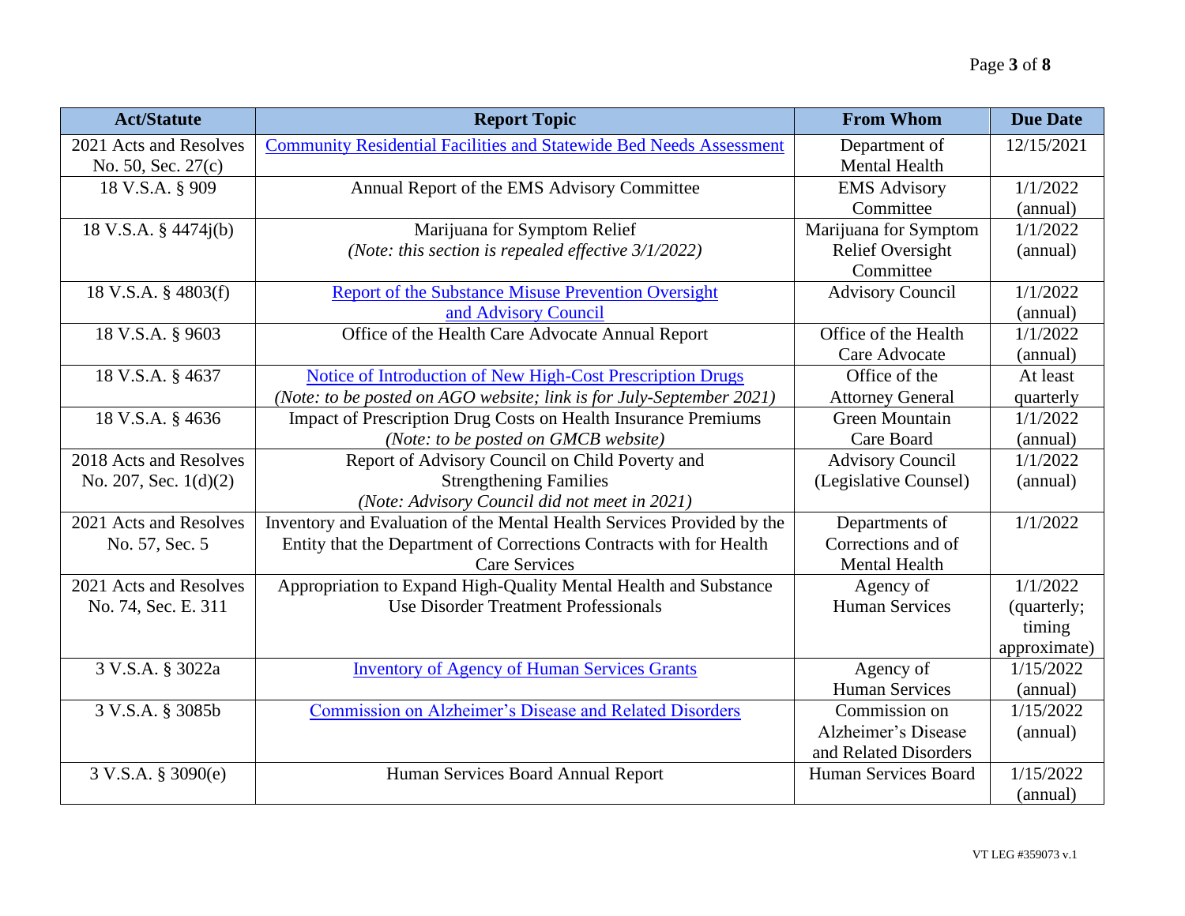| Act/Statute | Report Topic | From Whom | Due Date |
| --- | --- | --- | --- |
| 2021 Acts and Resolves No. 50, Sec. 27(c) | Community Residential Facilities and Statewide Bed Needs Assessment | Department of Mental Health | 12/15/2021 |
| 18 V.S.A. § 909 | Annual Report of the EMS Advisory Committee | EMS Advisory Committee | 1/1/2022 (annual) |
| 18 V.S.A. § 4474j(b) | Marijuana for Symptom Relief *(Note: this section is repealed effective 3/1/2022)* | Marijuana for Symptom Relief Oversight Committee | 1/1/2022 (annual) |
| 18 V.S.A. § 4803(f) | Report of the Substance Misuse Prevention Oversight and Advisory Council | Advisory Council | 1/1/2022 (annual) |
| 18 V.S.A. § 9603 | Office of the Health Care Advocate Annual Report | Office of the Health Care Advocate | 1/1/2022 (annual) |
| 18 V.S.A. § 4637 | Notice of Introduction of New High-Cost Prescription Drugs *(Note: to be posted on AGO website; link is for July-September 2021)* | Office of the Attorney General | At least quarterly |
| 18 V.S.A. § 4636 | Impact of Prescription Drug Costs on Health Insurance Premiums *(Note: to be posted on GMCB website)* | Green Mountain Care Board | 1/1/2022 (annual) |
| 2018 Acts and Resolves No. 207, Sec. 1(d)(2) | Report of Advisory Council on Child Poverty and Strengthening Families *(Note: Advisory Council did not meet in 2021)* | Advisory Council (Legislative Counsel) | 1/1/2022 (annual) |
| 2021 Acts and Resolves No. 57, Sec. 5 | Inventory and Evaluation of the Mental Health Services Provided by the Entity that the Department of Corrections Contracts with for Health Care Services | Departments of Corrections and of Mental Health | 1/1/2022 |
| 2021 Acts and Resolves No. 74, Sec. E. 311 | Appropriation to Expand High-Quality Mental Health and Substance Use Disorder Treatment Professionals | Agency of Human Services | 1/1/2022 (quarterly; timing approximate) |
| 3 V.S.A. § 3022a | Inventory of Agency of Human Services Grants | Agency of Human Services | 1/15/2022 (annual) |
| 3 V.S.A. § 3085b | Commission on Alzheimer's Disease and Related Disorders | Commission on Alzheimer's Disease and Related Disorders | 1/15/2022 (annual) |
| 3 V.S.A. § 3090(e) | Human Services Board Annual Report | Human Services Board | 1/15/2022 (annual) |

VT LEG #359073 v.1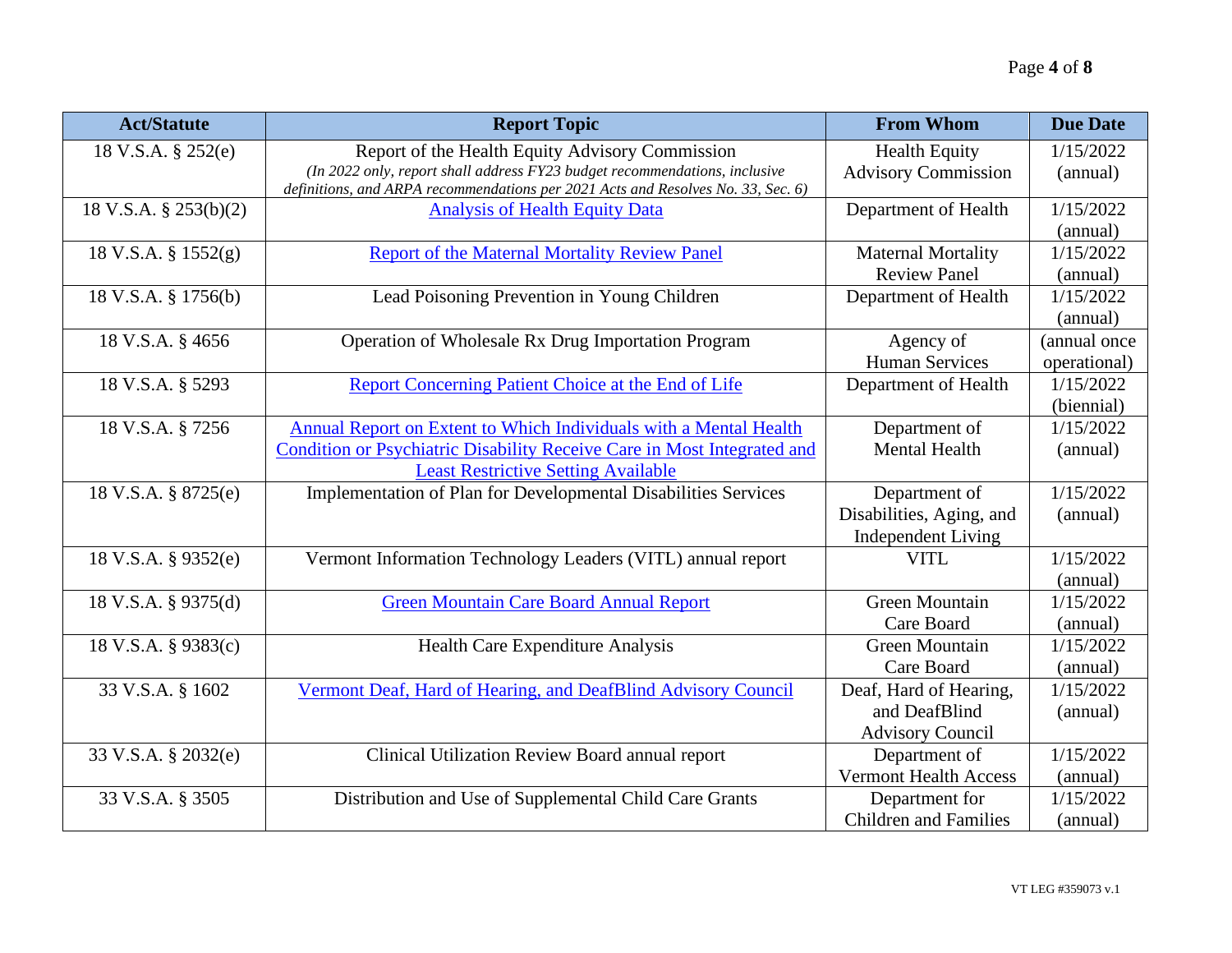| Act/Statute | Report Topic | From Whom | Due Date |
|---|---|---|---|
| 18 V.S.A. § 252(e) | Report of the Health Equity Advisory Commission *(In 2022 only, report shall address FY23 budget recommendations, inclusive definitions, and ARPA recommendations per 2021 Acts and Resolves No. 33, Sec. 6)* | Health Equity Advisory Commission | 1/15/2022 (annual) |
| 18 V.S.A. § 253(b)(2) | Analysis of Health Equity Data | Department of Health | 1/15/2022 (annual) |
| 18 V.S.A. § 1552(g) | Report of the Maternal Mortality Review Panel | Maternal Mortality Review Panel | 1/15/2022 (annual) |
| 18 V.S.A. § 1756(b) | Lead Poisoning Prevention in Young Children | Department of Health | 1/15/2022 (annual) |
| 18 V.S.A. § 4656 | Operation of Wholesale Rx Drug Importation Program | Agency of Human Services | (annual once operational) |
| 18 V.S.A. § 5293 | Report Concerning Patient Choice at the End of Life | Department of Health | 1/15/2022 (biennial) |
| 18 V.S.A. § 7256 | Annual Report on Extent to Which Individuals with a Mental Health Condition or Psychiatric Disability Receive Care in Most Integrated and Least Restrictive Setting Available | Department of Mental Health | 1/15/2022 (annual) |
| 18 V.S.A. § 8725(e) | Implementation of Plan for Developmental Disabilities Services | Department of Disabilities, Aging, and Independent Living | 1/15/2022 (annual) |
| 18 V.S.A. § 9352(e) | Vermont Information Technology Leaders (VITL) annual report | VITL | 1/15/2022 (annual) |
| 18 V.S.A. § 9375(d) | Green Mountain Care Board Annual Report | Green Mountain Care Board | 1/15/2022 (annual) |
| 18 V.S.A. § 9383(c) | Health Care Expenditure Analysis | Green Mountain Care Board | 1/15/2022 (annual) |
| 33 V.S.A. § 1602 | Vermont Deaf, Hard of Hearing, and DeafBlind Advisory Council | Deaf, Hard of Hearing, and DeafBlind Advisory Council | 1/15/2022 (annual) |
| 33 V.S.A. § 2032(e) | Clinical Utilization Review Board annual report | Department of Vermont Health Access | 1/15/2022 (annual) |
| 33 V.S.A. § 3505 | Distribution and Use of Supplemental Child Care Grants | Department for Children and Families | 1/15/2022 (annual) |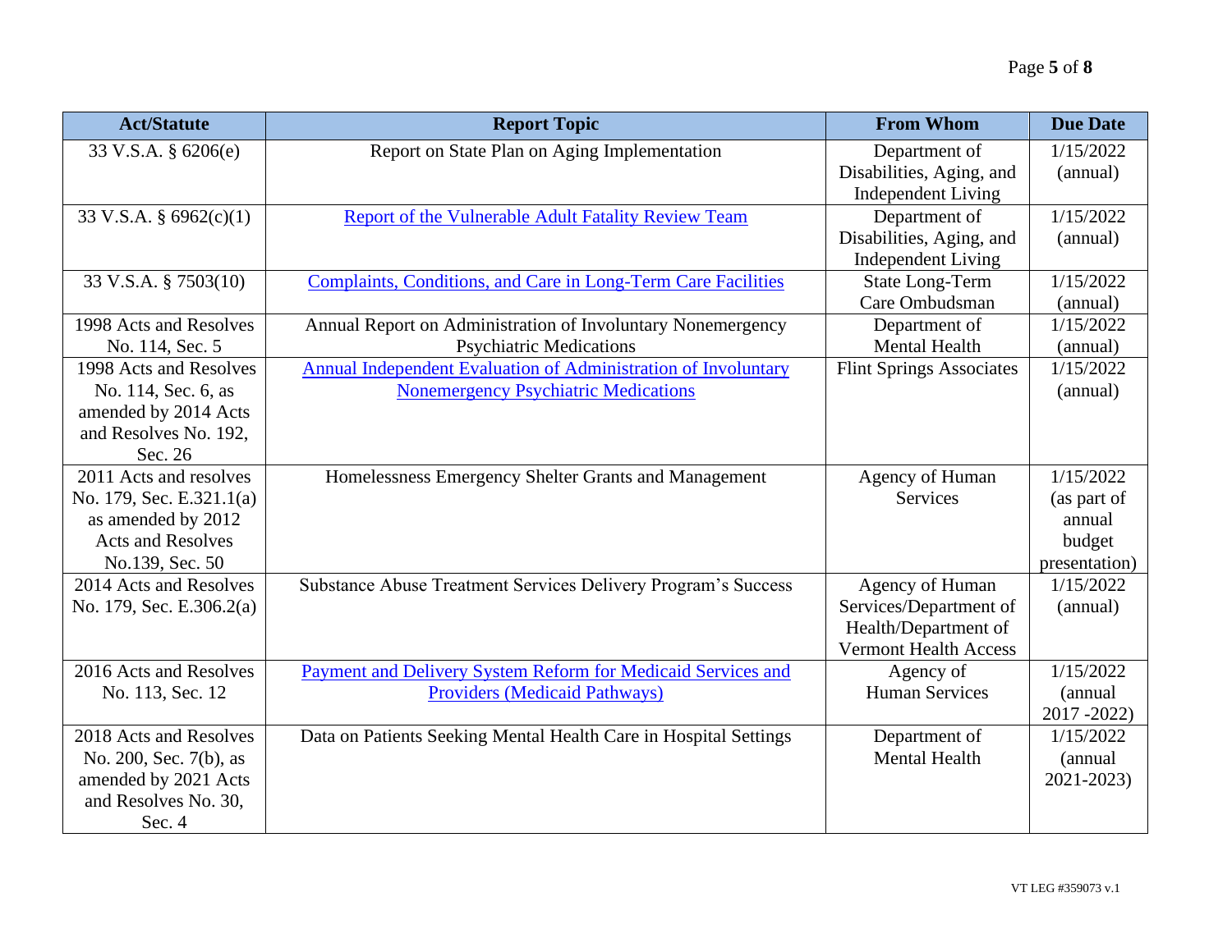| Act/Statute | Report Topic | From Whom | Due Date |
|---|---|---|---|
| 33 V.S.A. § 6206(e) | Report on State Plan on Aging Implementation | Department of Disabilities, Aging, and Independent Living | 1/15/2022 (annual) |
| 33 V.S.A. § 6962(c)(1) | Report of the Vulnerable Adult Fatality Review Team | Department of Disabilities, Aging, and Independent Living | 1/15/2022 (annual) |
| 33 V.S.A. § 7503(10) | Complaints, Conditions, and Care in Long-Term Care Facilities | State Long-Term Care Ombudsman | 1/15/2022 (annual) |
| 1998 Acts and Resolves No. 114, Sec. 5 | Annual Report on Administration of Involuntary Nonemergency Psychiatric Medications | Department of Mental Health | 1/15/2022 (annual) |
| 1998 Acts and Resolves No. 114, Sec. 6, as amended by 2014 Acts and Resolves No. 192, Sec. 26 | Annual Independent Evaluation of Administration of Involuntary Nonemergency Psychiatric Medications | Flint Springs Associates | 1/15/2022 (annual) |
| 2011 Acts and resolves No. 179, Sec. E.321.1(a) as amended by 2012 Acts and Resolves No.139, Sec. 50 | Homelessness Emergency Shelter Grants and Management | Agency of Human Services | 1/15/2022 (as part of annual budget presentation) |
| 2014 Acts and Resolves No. 179, Sec. E.306.2(a) | Substance Abuse Treatment Services Delivery Program's Success | Agency of Human Services/Department of Health/Department of Vermont Health Access | 1/15/2022 (annual) |
| 2016 Acts and Resolves No. 113, Sec. 12 | Payment and Delivery System Reform for Medicaid Services and Providers (Medicaid Pathways) | Agency of Human Services | 1/15/2022 (annual 2017 -2022) |
| 2018 Acts and Resolves No. 200, Sec. 7(b), as amended by 2021 Acts and Resolves No. 30, Sec. 4 | Data on Patients Seeking Mental Health Care in Hospital Settings | Department of Mental Health | 1/15/2022 (annual 2021-2023) |

VT LEG #359073 v.1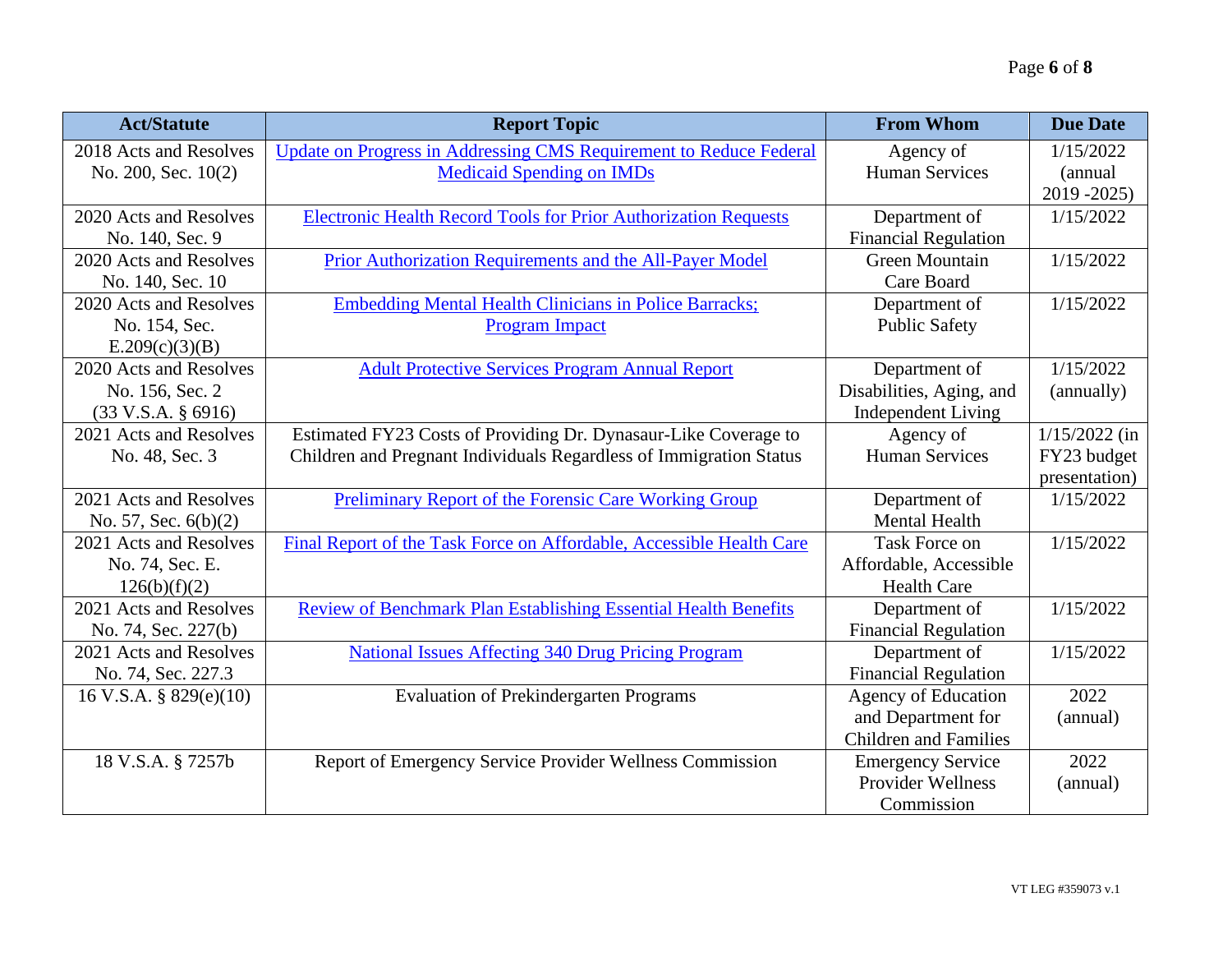| Act/Statute | Report Topic | From Whom | Due Date |
|---|---|---|---|
| 2018 Acts and Resolves No. 200, Sec. 10(2) | Update on Progress in Addressing CMS Requirement to Reduce Federal Medicaid Spending on IMDs | Agency of Human Services | 1/15/2022 (annual 2019 -2025) |
| 2020 Acts and Resolves No. 140, Sec. 9 | Electronic Health Record Tools for Prior Authorization Requests | Department of Financial Regulation | 1/15/2022 |
| 2020 Acts and Resolves No. 140, Sec. 10 | Prior Authorization Requirements and the All-Payer Model | Green Mountain Care Board | 1/15/2022 |
| 2020 Acts and Resolves No. 154, Sec. E.209(c)(3)(B) | Embedding Mental Health Clinicians in Police Barracks; Program Impact | Department of Public Safety | 1/15/2022 |
| 2020 Acts and Resolves No. 156, Sec. 2 (33 V.S.A. § 6916) | Adult Protective Services Program Annual Report | Department of Disabilities, Aging, and Independent Living | 1/15/2022 (annually) |
| 2021 Acts and Resolves No. 48, Sec. 3 | Estimated FY23 Costs of Providing Dr. Dynasaur-Like Coverage to Children and Pregnant Individuals Regardless of Immigration Status | Agency of Human Services | 1/15/2022 (in FY23 budget presentation) |
| 2021 Acts and Resolves No. 57, Sec. 6(b)(2) | Preliminary Report of the Forensic Care Working Group | Department of Mental Health | 1/15/2022 |
| 2021 Acts and Resolves No. 74, Sec. E. 126(b)(f)(2) | Final Report of the Task Force on Affordable, Accessible Health Care | Task Force on Affordable, Accessible Health Care | 1/15/2022 |
| 2021 Acts and Resolves No. 74, Sec. 227(b) | Review of Benchmark Plan Establishing Essential Health Benefits | Department of Financial Regulation | 1/15/2022 |
| 2021 Acts and Resolves No. 74, Sec. 227.3 | National Issues Affecting 340 Drug Pricing Program | Department of Financial Regulation | 1/15/2022 |
| 16 V.S.A. § 829(e)(10) | Evaluation of Prekindergarten Programs | Agency of Education and Department for Children and Families | 2022 (annual) |
| 18 V.S.A. § 7257b | Report of Emergency Service Provider Wellness Commission | Emergency Service Provider Wellness Commission | 2022 (annual) |

VT LEG #359073 v.1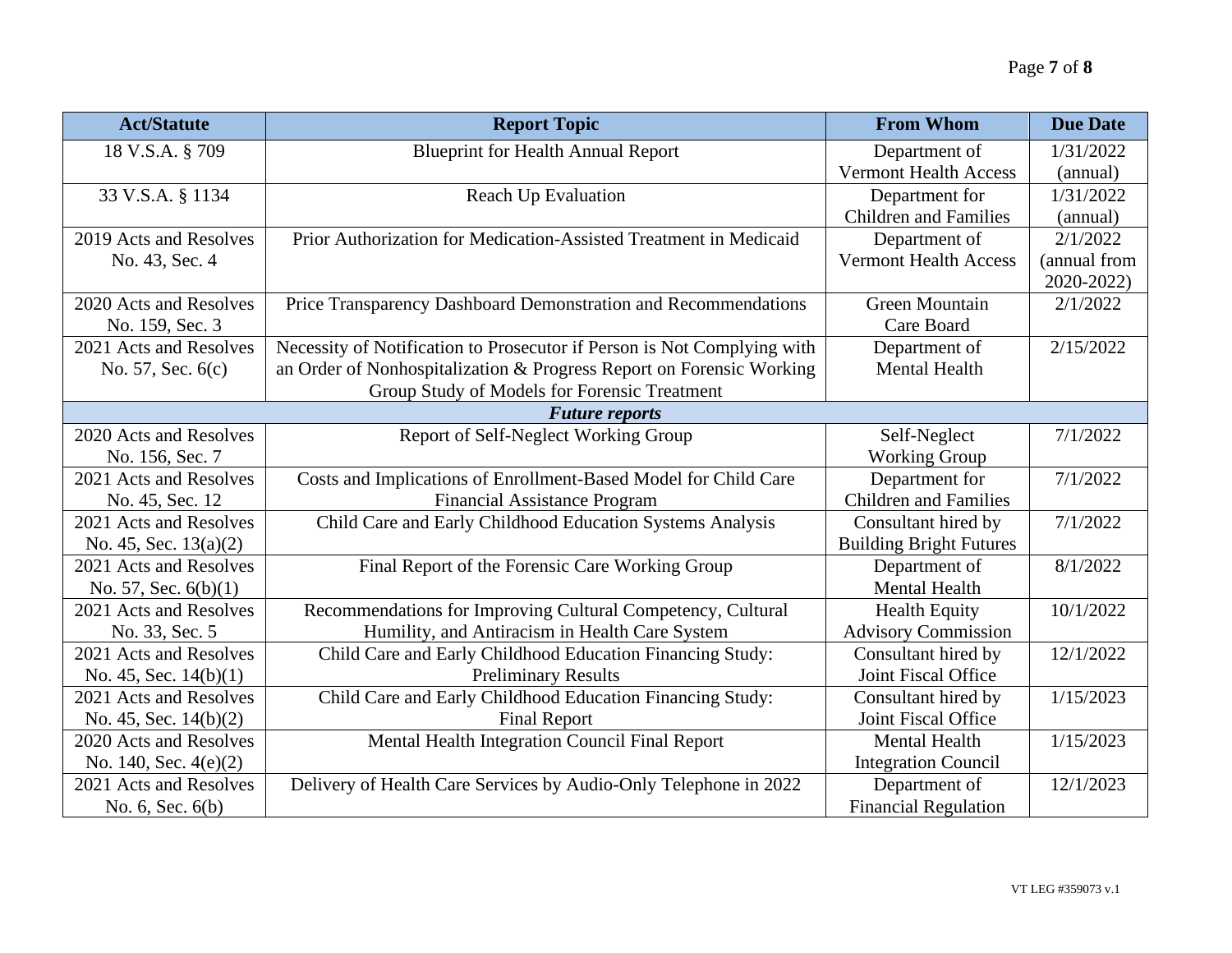| Act/Statute | Report Topic | From Whom | Due Date |
|---|---|---|---|
| 18 V.S.A. § 709 | Blueprint for Health Annual Report | Department of Vermont Health Access | 1/31/2022 (annual) |
| 33 V.S.A. § 1134 | Reach Up Evaluation | Department for Children and Families | 1/31/2022 (annual) |
| 2019 Acts and Resolves No. 43, Sec. 4 | Prior Authorization for Medication-Assisted Treatment in Medicaid | Department of Vermont Health Access | 2/1/2022 (annual from 2020-2022) |
| 2020 Acts and Resolves No. 159, Sec. 3 | Price Transparency Dashboard Demonstration and Recommendations | Green Mountain Care Board | 2/1/2022 |
| 2021 Acts and Resolves No. 57, Sec. 6(c) | Necessity of Notification to Prosecutor if Person is Not Complying with an Order of Nonhospitalization & Progress Report on Forensic Working Group Study of Models for Forensic Treatment | Department of Mental Health | 2/15/2022 |
| ***Future reports*** | | | |
| 2020 Acts and Resolves No. 156, Sec. 7 | Report of Self-Neglect Working Group | Self-Neglect Working Group | 7/1/2022 |
| 2021 Acts and Resolves No. 45, Sec. 12 | Costs and Implications of Enrollment-Based Model for Child Care Financial Assistance Program | Department for Children and Families | 7/1/2022 |
| 2021 Acts and Resolves No. 45, Sec. 13(a)(2) | Child Care and Early Childhood Education Systems Analysis | Consultant hired by Building Bright Futures | 7/1/2022 |
| 2021 Acts and Resolves No. 57, Sec. 6(b)(1) | Final Report of the Forensic Care Working Group | Department of Mental Health | 8/1/2022 |
| 2021 Acts and Resolves No. 33, Sec. 5 | Recommendations for Improving Cultural Competency, Cultural Humility, and Antiracism in Health Care System | Health Equity Advisory Commission | 10/1/2022 |
| 2021 Acts and Resolves No. 45, Sec. 14(b)(1) | Child Care and Early Childhood Education Financing Study: Preliminary Results | Consultant hired by Joint Fiscal Office | 12/1/2022 |
| 2021 Acts and Resolves No. 45, Sec. 14(b)(2) | Child Care and Early Childhood Education Financing Study: Final Report | Consultant hired by Joint Fiscal Office | 1/15/2023 |
| 2020 Acts and Resolves No. 140, Sec. 4(e)(2) | Mental Health Integration Council Final Report | Mental Health Integration Council | 1/15/2023 |
| 2021 Acts and Resolves No. 6, Sec. 6(b) | Delivery of Health Care Services by Audio-Only Telephone in 2022 | Department of Financial Regulation | 12/1/2023 |

VT LEG #359073 v.1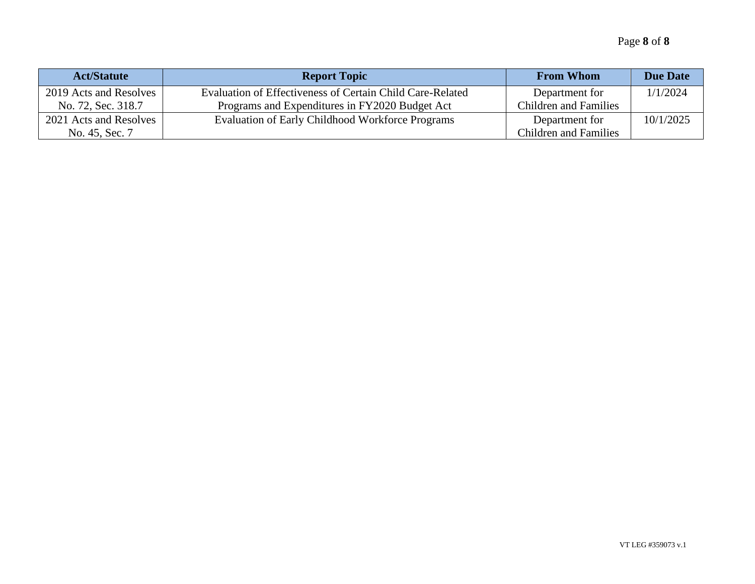| Act/Statute | Report Topic | From Whom | Due Date |
|---|---|---|---|
| 2019 Acts and Resolves No. 72, Sec. 318.7 | Evaluation of Effectiveness of Certain Child Care-Related Programs and Expenditures in FY2020 Budget Act | Department for Children and Families | 1/1/2024 |
| 2021 Acts and Resolves No. 45, Sec. 7 | Evaluation of Early Childhood Workforce Programs | Department for Children and Families | 10/1/2025 |

VT LEG #359073 v.1